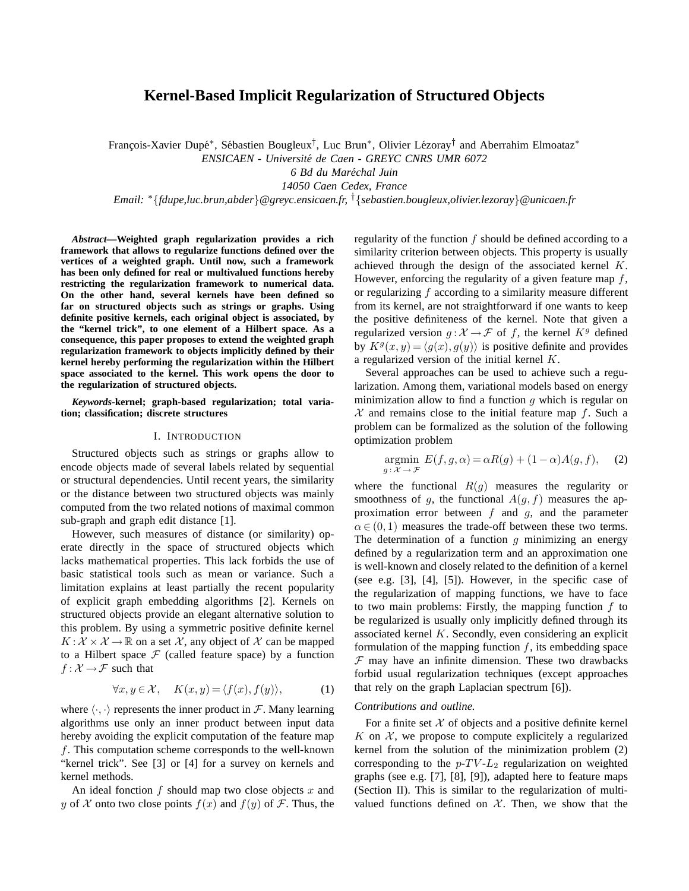# Kernel-Based Implicit Regularization of Structured Objects

François-Xavier Dupé*, Sébastien Bougleux†, Luc Brun*, Olivier Lézoray† and Aberrahim Elmoataz*

*ENSICAEN - Université de Caen - GREYC CNRS UMR 6072*

*6 Bd du Maréchal Juin*

*14050 Caen Cedex, France*

*Email: *{fdupe,luc.brun,abder}@greyc.ensicaen.fr, †{sebastien.bougleux,olivier.lezoray}@unicaen.fr*

***Abstract*—Weighted graph regularization provides a rich framework that allows to regularize functions defined over the vertices of a weighted graph. Until now, such a framework has been only defined for real or multivalued functions hereby restricting the regularization framework to numerical data. On the other hand, several kernels have been defined so far on structured objects such as strings or graphs. Using definite positive kernels, each original object is associated, by the "kernel trick", to one element of a Hilbert space. As a consequence, this paper proposes to extend the weighted graph regularization framework to objects implicitly defined by their kernel hereby performing the regularization within the Hilbert space associated to the kernel. This work opens the door to the regularization of structured objects.**

***Keywords*-kernel; graph-based regularization; total variation; classification; discrete structures**

## I. Introduction

Structured objects such as strings or graphs allow to encode objects made of several labels related by sequential or structural dependencies. Until recent years, the similarity or the distance between two structured objects was mainly computed from the two related notions of maximal common sub-graph and graph edit distance [1].

However, such measures of distance (or similarity) operate directly in the space of structured objects which lacks mathematical properties. This lack forbids the use of basic statistical tools such as mean or variance. Such a limitation explains at least partially the recent popularity of explicit graph embedding algorithms [2]. Kernels on structured objects provide an elegant alternative solution to this problem. By using a symmetric positive definite kernel $K : \mathcal{X} \times \mathcal{X} \to \mathbb{R}$ on a set $\mathcal{X}$, any object of $\mathcal{X}$ can be mapped to a Hilbert space $\mathcal{F}$ (called feature space) by a function $f : \mathcal{X} \to \mathcal{F}$ such that

$$\forall x, y \in \mathcal{X}, \quad K(x, y) = \langle f(x), f(y) \rangle, \tag{1}$$

where $\langle \cdot, \cdot \rangle$ represents the inner product in $\mathcal{F}$. Many learning algorithms use only an inner product between input data hereby avoiding the explicit computation of the feature map $f$. This computation scheme corresponds to the well-known "kernel trick". See [3] or [4] for a survey on kernels and kernel methods.

An ideal fonction $f$ should map two close objects $x$ and $y$ of $\mathcal{X}$ onto two close points $f(x)$ and $f(y)$ of $\mathcal{F}$. Thus, the regularity of the function $f$ should be defined according to a similarity criterion between objects. This property is usually achieved through the design of the associated kernel $K$. However, enforcing the regularity of a given feature map $f$, or regularizing $f$ according to a similarity measure different from its kernel, are not straightforward if one wants to keep the positive definiteness of the kernel. Note that given a regularized version $g : \mathcal{X} \to \mathcal{F}$ of $f$, the kernel $K^g$ defined by $K^g(x, y) = \langle g(x), g(y) \rangle$ is positive definite and provides a regularized version of the initial kernel $K$.

Several approaches can be used to achieve such a regularization. Among them, variational models based on energy minimization allow to find a function $g$ which is regular on $\mathcal{X}$ and remains close to the initial feature map $f$. Such a problem can be formalized as the solution of the following optimization problem

$$\underset{g : \mathcal{X} \to \mathcal{F}}{\operatorname{argmin}} \; E(f, g, \alpha) = \alpha R(g) + (1 - \alpha) A(g, f), \tag{2}$$

where the functional $R(g)$ measures the regularity or smoothness of $g$, the functional $A(g, f)$ measures the approximation error between $f$ and $g$, and the parameter $\alpha \in (0, 1)$ measures the trade-off between these two terms. The determination of a function $g$ minimizing an energy defined by a regularization term and an approximation one is well-known and closely related to the definition of a kernel (see e.g. [3], [4], [5]). However, in the specific case of the regularization of mapping functions, we have to face to two main problems: Firstly, the mapping function $f$ to be regularized is usually only implicitly defined through its associated kernel $K$. Secondly, even considering an explicit formulation of the mapping function $f$, its embedding space $\mathcal{F}$ may have an infinite dimension. These two drawbacks forbid usual regularization techniques (except approaches that rely on the graph Laplacian spectrum [6]).

*Contributions and outline.*

For a finite set $\mathcal{X}$ of objects and a positive definite kernel $K$ on $\mathcal{X}$, we propose to compute explicitely a regularized kernel from the solution of the minimization problem (2) corresponding to the $p$-$TV$-$L_2$ regularization on weighted graphs (see e.g. [7], [8], [9]), adapted here to feature maps (Section II). This is similar to the regularization of multi-valued functions defined on $\mathcal{X}$. Then, we show that the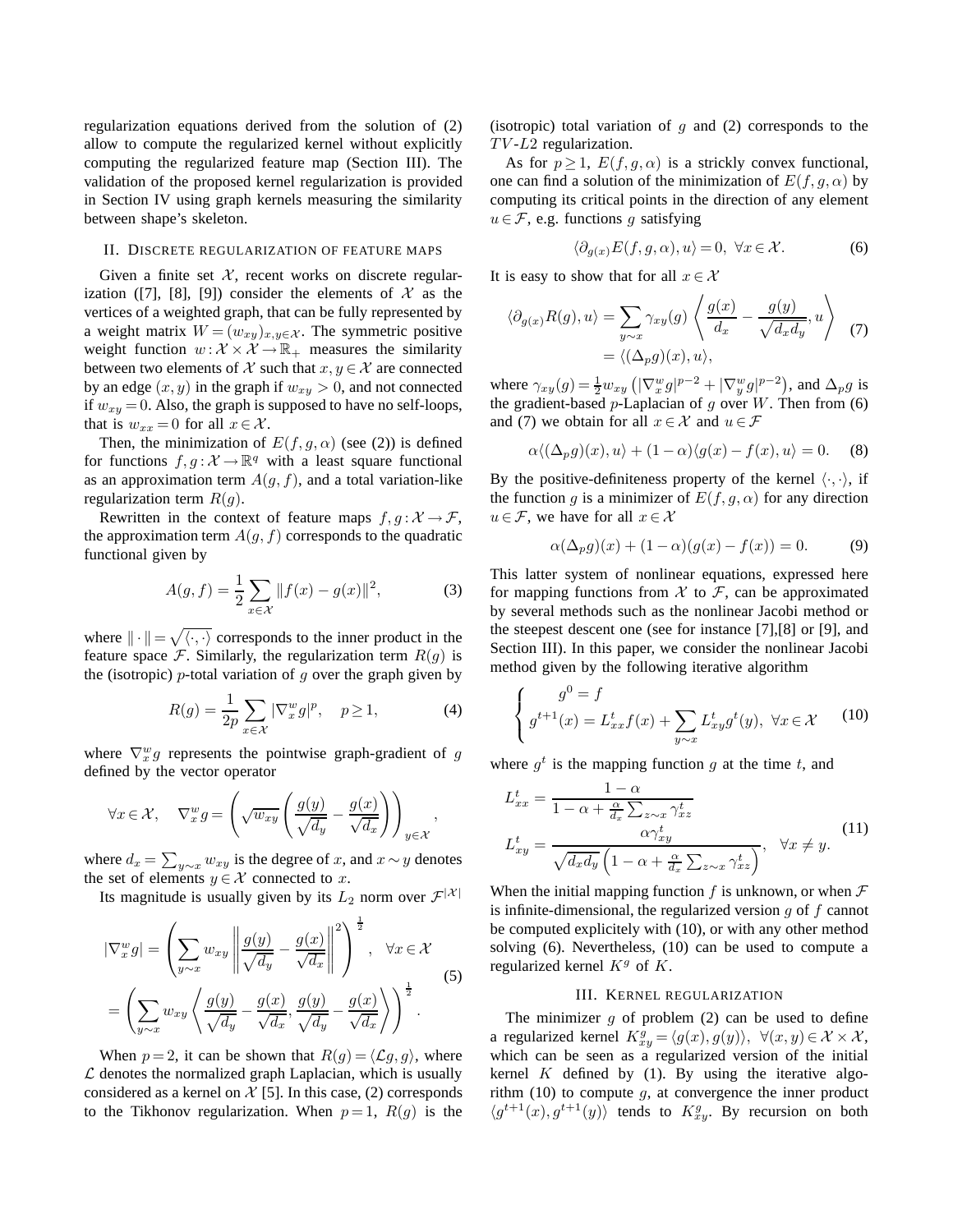regularization equations derived from the solution of (2) allow to compute the regularized kernel without explicitly computing the regularized feature map (Section III). The validation of the proposed kernel regularization is provided in Section IV using graph kernels measuring the similarity between shape's skeleton.

## II. Discrete regularization of feature maps

Given a finite set $\mathcal{X}$, recent works on discrete regularization ([7], [8], [9]) consider the elements of $\mathcal{X}$ as the vertices of a weighted graph, that can be fully represented by a weight matrix $W=(w_{xy})_{x,y\in\mathcal{X}}$. The symmetric positive weight function $w:\mathcal{X}\times\mathcal{X}\to\mathbb{R}_+$ measures the similarity between two elements of $\mathcal{X}$ such that $x,y\in\mathcal{X}$ are connected by an edge $(x,y)$ in the graph if $w_{xy}>0$, and not connected if $w_{xy}=0$. Also, the graph is supposed to have no self-loops, that is $w_{xx}=0$ for all $x\in\mathcal{X}$.

Then, the minimization of $E(f,g,\alpha)$ (see (2)) is defined for functions $f,g:\mathcal{X}\to\mathbb{R}^q$ with a least square functional as an approximation term $A(g,f)$, and a total variation-like regularization term $R(g)$.

Rewritten in the context of feature maps $f,g:\mathcal{X}\to\mathcal{F}$, the approximation term $A(g,f)$ corresponds to the quadratic functional given by

$$A(g,f)=\frac{1}{2}\sum_{x\in\mathcal{X}}\|f(x)-g(x)\|^2, \qquad (3)$$

where $\|\cdot\|=\sqrt{\langle\cdot,\cdot\rangle}$ corresponds to the inner product in the feature space $\mathcal{F}$. Similarly, the regularization term $R(g)$ is the (isotropic) $p$-total variation of $g$ over the graph given by

$$R(g)=\frac{1}{2p}\sum_{x\in\mathcal{X}}|\nabla^w_x g|^p, \quad p\geq 1, \qquad (4)$$

where $\nabla^w_x g$ represents the pointwise graph-gradient of $g$ defined by the vector operator

$$\forall x\in\mathcal{X},\quad \nabla^w_x g=\left(\sqrt{w_{xy}}\left(\frac{g(y)}{\sqrt{d_y}}-\frac{g(x)}{\sqrt{d_x}}\right)\right)_{y\in\mathcal{X}},$$

where $d_x=\sum_{y\sim x}w_{xy}$ is the degree of $x$, and $x\sim y$ denotes the set of elements $y\in\mathcal{X}$ connected to $x$.

Its magnitude is usually given by its $L_2$ norm over $\mathcal{F}^{|\mathcal{X}|}$

$$\begin{aligned}|\nabla^w_x g| &= \left(\sum_{y\sim x}w_{xy}\left\|\frac{g(y)}{\sqrt{d_y}}-\frac{g(x)}{\sqrt{d_x}}\right\|^2\right)^{\frac{1}{2}},\quad \forall x\in\mathcal{X}\\ &=\left(\sum_{y\sim x}w_{xy}\left\langle\frac{g(y)}{\sqrt{d_y}}-\frac{g(x)}{\sqrt{d_x}},\frac{g(y)}{\sqrt{d_y}}-\frac{g(x)}{\sqrt{d_x}}\right\rangle\right)^{\frac{1}{2}}.\end{aligned} \qquad (5)$$

When $p=2$, it can be shown that $R(g)=\langle\mathcal{L}g,g\rangle$, where $\mathcal{L}$ denotes the normalized graph Laplacian, which is usually considered as a kernel on $\mathcal{X}$ [5]. In this case, (2) corresponds to the Tikhonov regularization. When $p=1$, $R(g)$ is the (isotropic) total variation of $g$ and (2) corresponds to the $TV$-$L2$ regularization.

As for $p\geq 1$, $E(f,g,\alpha)$ is a strickly convex functional, one can find a solution of the minimization of $E(f,g,\alpha)$ by computing its critical points in the direction of any element $u\in\mathcal{F}$, e.g. functions $g$ satisfying

$$\langle\partial_{g(x)}E(f,g,\alpha),u\rangle=0,\ \forall x\in\mathcal{X}. \qquad (6)$$

It is easy to show that for all $x\in\mathcal{X}$

$$\begin{aligned}\langle\partial_{g(x)}R(g),u\rangle &= \sum_{y\sim x}\gamma_{xy}(g)\left\langle\frac{g(x)}{d_x}-\frac{g(y)}{\sqrt{d_xd_y}},u\right\rangle\\ &=\langle(\Delta_p g)(x),u\rangle,\end{aligned} \qquad (7)$$

where $\gamma_{xy}(g)=\frac{1}{2}w_{xy}\left(|\nabla^w_x g|^{p-2}+|\nabla^w_y g|^{p-2}\right)$, and $\Delta_p g$ is the gradient-based $p$-Laplacian of $g$ over $W$. Then from (6) and (7) we obtain for all $x\in\mathcal{X}$ and $u\in\mathcal{F}$

$$\alpha\langle(\Delta_p g)(x),u\rangle+(1-\alpha)\langle g(x)-f(x),u\rangle=0. \qquad (8)$$

By the positive-definiteness property of the kernel $\langle\cdot,\cdot\rangle$, if the function $g$ is a minimizer of $E(f,g,\alpha)$ for any direction $u\in\mathcal{F}$, we have for all $x\in\mathcal{X}$

$$\alpha(\Delta_p g)(x)+(1-\alpha)(g(x)-f(x))=0. \qquad (9)$$

This latter system of nonlinear equations, expressed here for mapping functions from $\mathcal{X}$ to $\mathcal{F}$, can be approximated by several methods such as the nonlinear Jacobi method or the steepest descent one (see for instance [7],[8] or [9], and Section III). In this paper, we consider the nonlinear Jacobi method given by the following iterative algorithm

$$\begin{cases} g^0=f\\ g^{t+1}(x)=L^t_{xx}f(x)+\sum_{y\sim x}L^t_{xy}g^t(y),\ \forall x\in\mathcal{X}\end{cases} \qquad (10)$$

where $g^t$ is the mapping function $g$ at the time $t$, and

$$\begin{aligned}L^t_{xx}&=\frac{1-\alpha}{1-\alpha+\frac{\alpha}{d_x}\sum_{z\sim x}\gamma^t_{xz}}\\ L^t_{xy}&=\frac{\alpha\gamma^t_{xy}}{\sqrt{d_xd_y}\left(1-\alpha+\frac{\alpha}{d_x}\sum_{z\sim x}\gamma^t_{xz}\right)},\quad \forall x\neq y.\end{aligned} \qquad (11)$$

When the initial mapping function $f$ is unknown, or when $\mathcal{F}$ is infinite-dimensional, the regularized version $g$ of $f$ cannot be computed explicitely with (10), or with any other method solving (6). Nevertheless, (10) can be used to compute a regularized kernel $K^g$ of $K$.

## III. Kernel regularization

The minimizer $g$ of problem (2) can be used to define a regularized kernel $K^g_{xy}=\langle g(x),g(y)\rangle,\ \forall(x,y)\in\mathcal{X}\times\mathcal{X}$, which can be seen as a regularized version of the initial kernel $K$ defined by (1). By using the iterative algorithm (10) to compute $g$, at convergence the inner product $\langle g^{t+1}(x),g^{t+1}(y)\rangle$ tends to $K^g_{xy}$. By recursion on both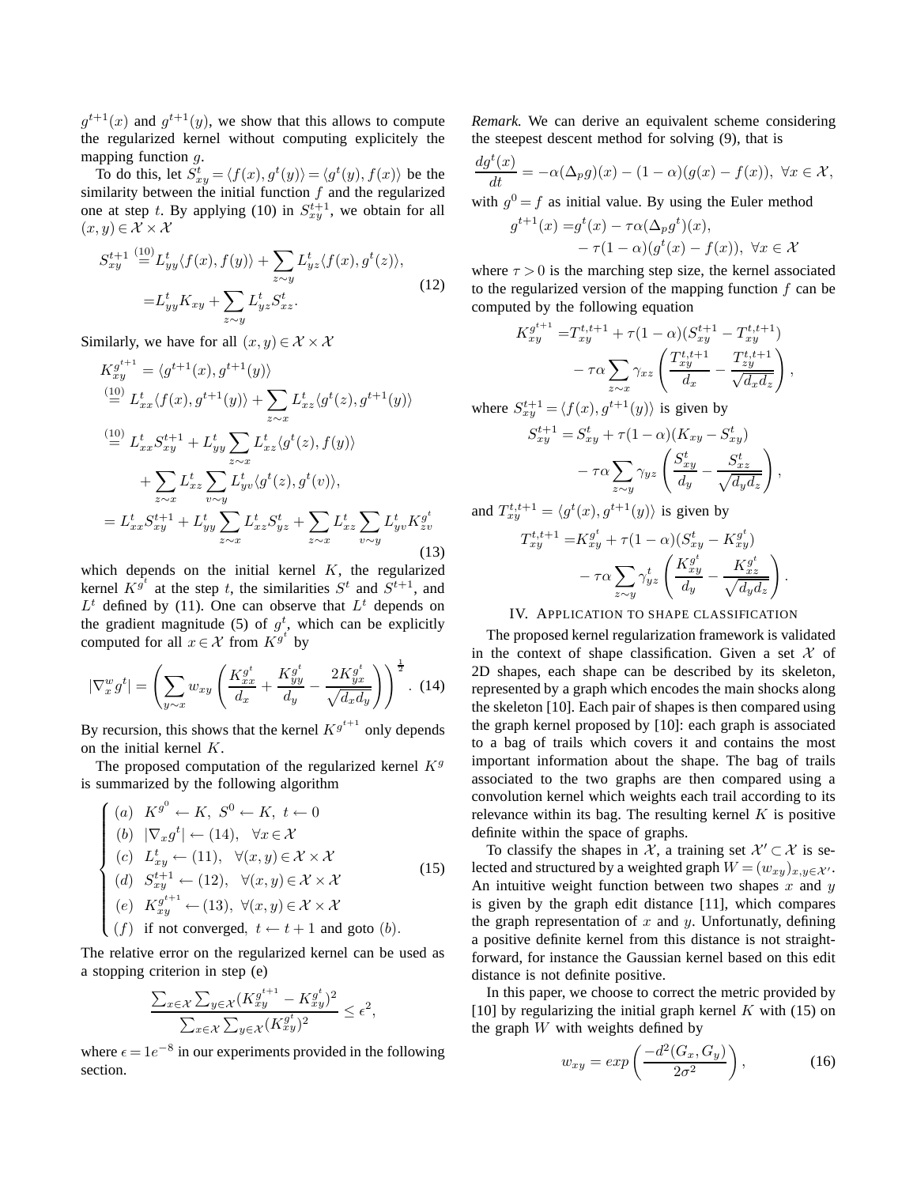$g^{t+1}(x)$ and $g^{t+1}(y)$, we show that this allows to compute the regularized kernel without computing explicitely the mapping function $g$.

To do this, let $S^t_{xy} = \langle f(x), g^t(y)\rangle = \langle g^t(y), f(x)\rangle$ be the similarity between the initial function $f$ and the regularized one at step $t$. By applying (10) in $S^{t+1}_{xy}$, we obtain for all $(x, y) \in \mathcal{X} \times \mathcal{X}$

$$
\begin{aligned}
S^{t+1}_{xy} &\overset{(10)}{=} L^t_{yy}\langle f(x), f(y)\rangle + \sum_{z\sim y} L^t_{yz}\langle f(x), g^t(z)\rangle, \\
&= L^t_{yy} K_{xy} + \sum_{z\sim y} L^t_{yz} S^t_{xz}.
\end{aligned}
\tag{12}
$$

Similarly, we have for all $(x, y) \in \mathcal{X} \times \mathcal{X}$

$$
\begin{aligned}
K^{g^{t+1}}_{xy} &= \langle g^{t+1}(x), g^{t+1}(y)\rangle \\
&\overset{(10)}{=} L^t_{xx}\langle f(x), g^{t+1}(y)\rangle + \sum_{z\sim x} L^t_{xz}\langle g^t(z), g^{t+1}(y)\rangle \\
&\overset{(10)}{=} L^t_{xx} S^{t+1}_{xy} + L^t_{yy}\sum_{z\sim x} L^t_{xz}\langle g^t(z), f(y)\rangle \\
&\quad + \sum_{z\sim x} L^t_{xz}\sum_{v\sim y} L^t_{yv}\langle g^t(z), g^t(v)\rangle, \\
&= L^t_{xx} S^{t+1}_{xy} + L^t_{yy}\sum_{z\sim x} L^t_{xz} S^t_{yz} + \sum_{z\sim x} L^t_{xz}\sum_{v\sim y} L^t_{yv} K^{g^t}_{zv}
\end{aligned}
\tag{13}
$$

which depends on the initial kernel $K$, the regularized kernel $K^{g^t}$ at the step $t$, the similarities $S^t$ and $S^{t+1}$, and $L^t$ defined by (11). One can observe that $L^t$ depends on the gradient magnitude (5) of $g^t$, which can be explicitly computed for all $x \in \mathcal{X}$ from $K^{g^t}$ by

$$
|\nabla^w_x g^t| = \left(\sum_{y\sim x} w_{xy}\left(\frac{K^{g^t}_{xx}}{d_x} + \frac{K^{g^t}_{yy}}{d_y} - \frac{2K^{g^t}_{yx}}{\sqrt{d_x d_y}}\right)\right)^{\frac{1}{2}}. \tag{14}
$$

By recursion, this shows that the kernel $K^{g^{t+1}}$ only depends on the initial kernel $K$.

The proposed computation of the regularized kernel $K^g$ is summarized by the following algorithm

$$
\begin{cases}
(a) \;\; K^{g^0} \leftarrow K,\; S^0 \leftarrow K,\; t \leftarrow 0 \\
(b) \;\; |\nabla_x g^t| \leftarrow (14), \quad \forall x \in \mathcal{X} \\
(c) \;\; L^t_{xy} \leftarrow (11), \quad \forall (x, y) \in \mathcal{X} \times \mathcal{X} \\
(d) \;\; S^{t+1}_{xy} \leftarrow (12), \quad \forall (x, y) \in \mathcal{X} \times \mathcal{X} \\
(e) \;\; K^{g^{t+1}}_{xy} \leftarrow (13),\; \forall (x, y) \in \mathcal{X} \times \mathcal{X} \\
(f) \;\; \text{if not converged, } t \leftarrow t + 1 \text{ and goto } (b).
\end{cases}
\tag{15}
$$

The relative error on the regularized kernel can be used as a stopping criterion in step (e)

$$
\frac{\sum_{x\in\mathcal{X}}\sum_{y\in\mathcal{X}} (K^{g^{t+1}}_{xy} - K^{g^t}_{xy})^2}{\sum_{x\in\mathcal{X}}\sum_{y\in\mathcal{X}} (K^{g^t}_{xy})^2} \leq \epsilon^2,
$$

where $\epsilon = 1e^{-8}$ in our experiments provided in the following section.

*Remark.* We can derive an equivalent scheme considering the steepest descent method for solving (9), that is

$$
\frac{dg^t(x)}{dt} = -\alpha(\Delta_p g)(x) - (1-\alpha)(g(x) - f(x)),\; \forall x \in \mathcal{X},
$$

with $g^0 = f$ as initial value. By using the Euler method

$$
\begin{aligned}
g^{t+1}(x) =& g^t(x) - \tau\alpha(\Delta_p g^t)(x), \\
& - \tau(1-\alpha)(g^t(x) - f(x)),\; \forall x \in \mathcal{X}
\end{aligned}
$$

where $\tau > 0$ is the marching step size, the kernel associated to the regularized version of the mapping function $f$ can be computed by the following equation

$$
\begin{aligned}
K^{g^{t+1}}_{xy} =& T^{t,t+1}_{xy} + \tau(1-\alpha)(S^{t+1}_{xy} - T^{t,t+1}_{xy}) \\
& - \tau\alpha\sum_{z\sim x}\gamma_{xz}\left(\frac{T^{t,t+1}_{xy}}{d_x} - \frac{T^{t,t+1}_{zy}}{\sqrt{d_x d_z}}\right),
\end{aligned}
$$

where $S^{t+1}_{xy} = \langle f(x), g^{t+1}(y)\rangle$ is given by

$$
\begin{aligned}
S^{t+1}_{xy} =& S^t_{xy} + \tau(1-\alpha)(K_{xy} - S^t_{xy}) \\
& - \tau\alpha\sum_{z\sim y}\gamma_{yz}\left(\frac{S^t_{xy}}{d_y} - \frac{S^t_{xz}}{\sqrt{d_y d_z}}\right),
\end{aligned}
$$

and $T^{t,t+1}_{xy} = \langle g^t(x), g^{t+1}(y)\rangle$ is given by

$$
\begin{aligned}
T^{t,t+1}_{xy} =& K^{g^t}_{xy} + \tau(1-\alpha)(S^t_{xy} - K^{g^t}_{xy}) \\
& - \tau\alpha\sum_{z\sim y}\gamma^t_{yz}\left(\frac{K^{g^t}_{xy}}{d_y} - \frac{K^{g^t}_{xz}}{\sqrt{d_y d_z}}\right).
\end{aligned}
$$

## IV. Application to shape classification

The proposed kernel regularization framework is validated in the context of shape classification. Given a set $\mathcal{X}$ of 2D shapes, each shape can be described by its skeleton, represented by a graph which encodes the main shocks along the skeleton [10]. Each pair of shapes is then compared using the graph kernel proposed by [10]: each graph is associated to a bag of trails which covers it and contains the most important information about the shape. The bag of trails associated to the two graphs are then compared using a convolution kernel which weights each trail according to its relevance within its bag. The resulting kernel $K$ is positive definite within the space of graphs.

To classify the shapes in $\mathcal{X}$, a training set $\mathcal{X}' \subset \mathcal{X}$ is selected and structured by a weighted graph $W = (w_{xy})_{x,y\in\mathcal{X}'}$. An intuitive weight function between two shapes $x$ and $y$ is given by the graph edit distance [11], which compares the graph representation of $x$ and $y$. Unfortunatly, defining a positive definite kernel from this distance is not straightforward, for instance the Gaussian kernel based on this edit distance is not definite positive.

In this paper, we choose to correct the metric provided by [10] by regularizing the initial graph kernel $K$ with (15) on the graph $W$ with weights defined by

$$
w_{xy} = exp\left(\frac{-d^2(G_x, G_y)}{2\sigma^2}\right), \tag{16}
$$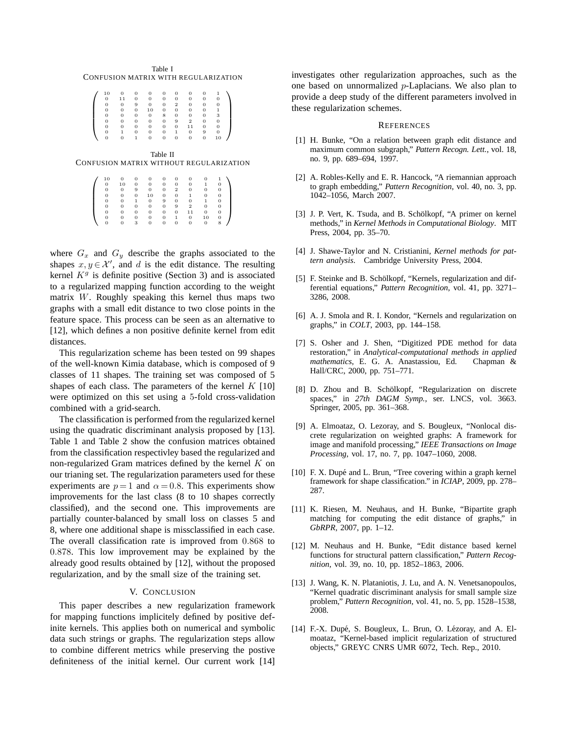Table I

CONFUSION MATRIX WITH REGULARIZATION

$$
\begin{pmatrix}
10 & 0 & 0 & 0 & 0 & 0 & 0 & 0 & 1 \\
0 & 11 & 0 & 0 & 0 & 0 & 0 & 0 & 0 \\
0 & 0 & 9 & 0 & 0 & 2 & 0 & 0 & 0 \\
0 & 0 & 0 & 10 & 0 & 0 & 0 & 0 & 1 \\
0 & 0 & 0 & 0 & 8 & 0 & 0 & 0 & 3 \\
0 & 0 & 0 & 0 & 0 & 9 & 2 & 0 & 0 \\
0 & 0 & 0 & 0 & 0 & 0 & 11 & 0 & 0 \\
0 & 1 & 0 & 0 & 0 & 1 & 0 & 9 & 0 \\
0 & 0 & 1 & 0 & 0 & 0 & 0 & 0 & 10
\end{pmatrix}
$$

Table II

CONFUSION MATRIX WITHOUT REGULARIZATION

$$
\begin{pmatrix}
10 & 0 & 0 & 0 & 0 & 0 & 0 & 0 & 1 \\
0 & 10 & 0 & 0 & 0 & 0 & 0 & 1 & 0 \\
0 & 0 & 9 & 0 & 0 & 2 & 0 & 0 & 0 \\
0 & 0 & 0 & 10 & 0 & 0 & 1 & 0 & 0 \\
0 & 0 & 1 & 0 & 9 & 0 & 0 & 1 & 0 \\
0 & 0 & 0 & 0 & 0 & 9 & 2 & 0 & 0 \\
0 & 0 & 0 & 0 & 0 & 0 & 11 & 0 & 0 \\
0 & 0 & 0 & 0 & 0 & 1 & 0 & 10 & 0 \\
0 & 0 & 3 & 0 & 0 & 0 & 0 & 0 & 8
\end{pmatrix}
$$

where $G_x$ and $G_y$ describe the graphs associated to the shapes $x, y \in \mathcal{X}'$, and $d$ is the edit distance. The resulting kernel $K^g$ is definite positive (Section 3) and is associated to a regularized mapping function according to the weight matrix $W$. Roughly speaking this kernel thus maps two graphs with a small edit distance to two close points in the feature space. This process can be seen as an alternative to [12], which defines a non positive definite kernel from edit distances.

This regularization scheme has been tested on 99 shapes of the well-known Kimia database, which is composed of 9 classes of 11 shapes. The training set was composed of 5 shapes of each class. The parameters of the kernel $K$ [10] were optimized on this set using a 5-fold cross-validation combined with a grid-search.

The classification is performed from the regularized kernel using the quadratic discriminant analysis proposed by [13]. Table 1 and Table 2 show the confusion matrices obtained from the classification respectivley based the regularized and non-regularized Gram matrices defined by the kernel $K$ on our trianing set. The regularization parameters used for these experiments are $p = 1$ and $\alpha = 0.8$. This experiments show improvements for the last class (8 to 10 shapes correctly classified), and the second one. This improvements are partially counter-balanced by small loss on classes 5 and 8, where one additional shape is missclassified in each case. The overall classification rate is improved from $0.868$ to $0.878$. This low improvement may be explained by the already good results obtained by [12], without the proposed regularization, and by the small size of the training set.

## V. CONCLUSION

This paper describes a new regularization framework for mapping functions implicitely defined by positive definite kernels. This applies both on numerical and symbolic data such strings or graphs. The regularization steps allow to combine different metrics while preserving the postive definiteness of the initial kernel. Our current work [14] investigates other regularization approaches, such as the one based on unnormalized $p$-Laplacians. We also plan to provide a deep study of the different parameters involved in these regularization schemes.

## REFERENCES

[1] H. Bunke, "On a relation between graph edit distance and maximum common subgraph," *Pattern Recogn. Lett.*, vol. 18, no. 9, pp. 689–694, 1997.

[2] A. Robles-Kelly and E. R. Hancock, "A riemannian approach to graph embedding," *Pattern Recognition*, vol. 40, no. 3, pp. 1042–1056, March 2007.

[3] J. P. Vert, K. Tsuda, and B. Schölkopf, "A primer on kernel methods," in *Kernel Methods in Computational Biology*. MIT Press, 2004, pp. 35–70.

[4] J. Shawe-Taylor and N. Cristianini, *Kernel methods for pattern analysis*. Cambridge University Press, 2004.

[5] F. Steinke and B. Schölkopf, "Kernels, regularization and differential equations," *Pattern Recognition*, vol. 41, pp. 3271–3286, 2008.

[6] A. J. Smola and R. I. Kondor, "Kernels and regularization on graphs," in *COLT*, 2003, pp. 144–158.

[7] S. Osher and J. Shen, "Digitized PDE method for data restoration," in *Analytical-computational methods in applied mathematics*, E. G. A. Anastassiou, Ed. Chapman & Hall/CRC, 2000, pp. 751–771.

[8] D. Zhou and B. Schölkopf, "Regularization on discrete spaces," in *27th DAGM Symp.*, ser. LNCS, vol. 3663. Springer, 2005, pp. 361–368.

[9] A. Elmoataz, O. Lezoray, and S. Bougleux, "Nonlocal discrete regularization on weighted graphs: A framework for image and manifold processing," *IEEE Transactions on Image Processing*, vol. 17, no. 7, pp. 1047–1060, 2008.

[10] F. X. Dupé and L. Brun, "Tree covering within a graph kernel framework for shape classification." in *ICIAP*, 2009, pp. 278–287.

[11] K. Riesen, M. Neuhaus, and H. Bunke, "Bipartite graph matching for computing the edit distance of graphs," in *GbRPR*, 2007, pp. 1–12.

[12] M. Neuhaus and H. Bunke, "Edit distance based kernel functions for structural pattern classification," *Pattern Recognition*, vol. 39, no. 10, pp. 1852–1863, 2006.

[13] J. Wang, K. N. Plataniotis, J. Lu, and A. N. Venetsanopoulos, "Kernel quadratic discriminant analysis for small sample size problem," *Pattern Recognition*, vol. 41, no. 5, pp. 1528–1538, 2008.

[14] F.-X. Dupé, S. Bougleux, L. Brun, O. Lézoray, and A. Elmoataz, "Kernel-based implicit regularization of structured objects," GREYC CNRS UMR 6072, Tech. Rep., 2010.